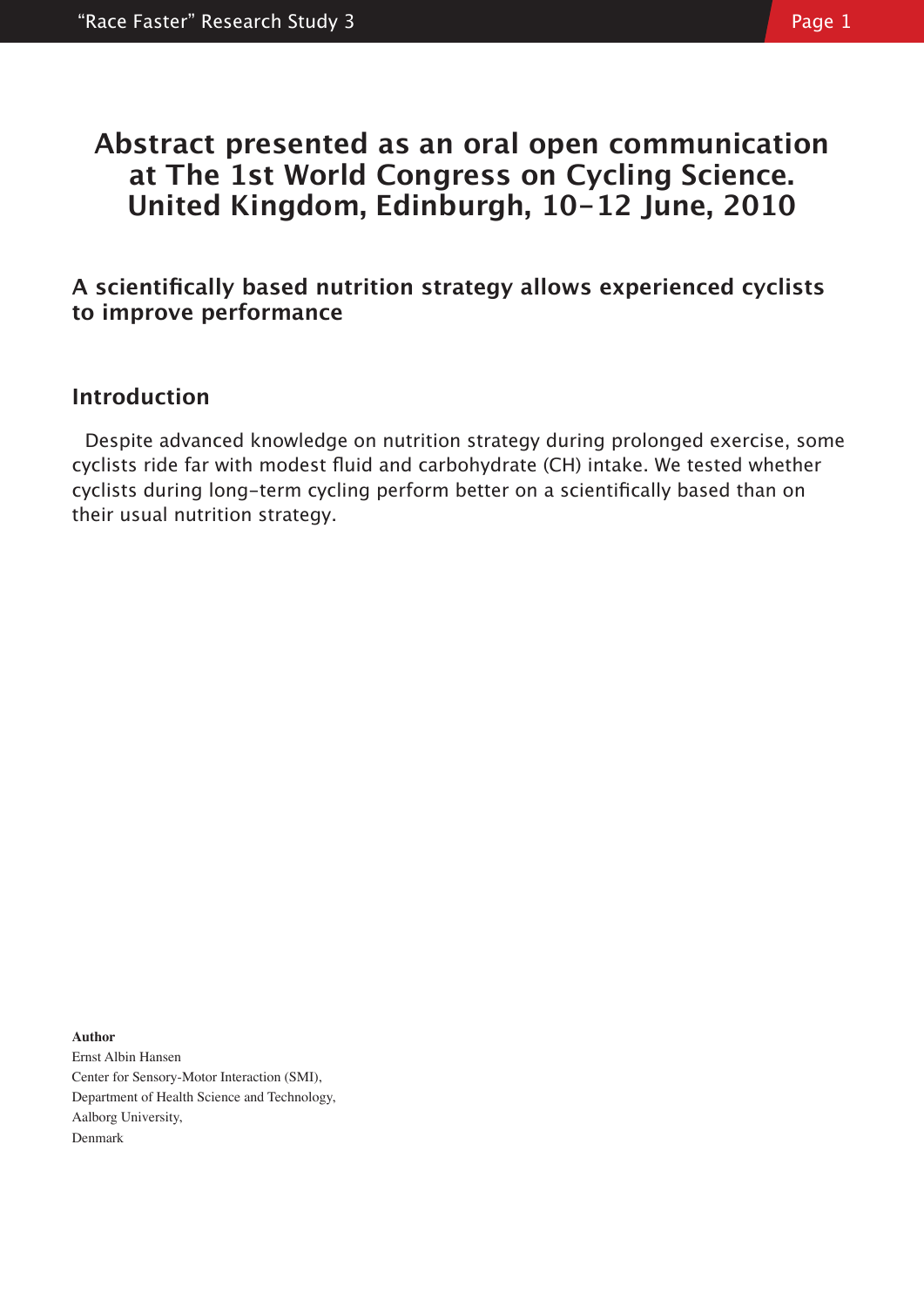# Abstract presented as an oral open communication at The 1st World Congress on Cycling Science. United Kingdom, Edinburgh, 10-12 June, 2010

## A scientifically based nutrition strategy allows experienced cyclists to improve performance

### Introduction

Despite advanced knowledge on nutrition strategy during prolonged exercise, some cyclists ride far with modest fluid and carbohydrate (CH) intake. We tested whether cyclists during long-term cycling perform better on a scientifically based than on their usual nutrition strategy.

**Author**
Ernst Albin Hansen
Center for Sensory-Motor Interaction (SMI),
Department of Health Science and Technology,
Aalborg University,
Denmark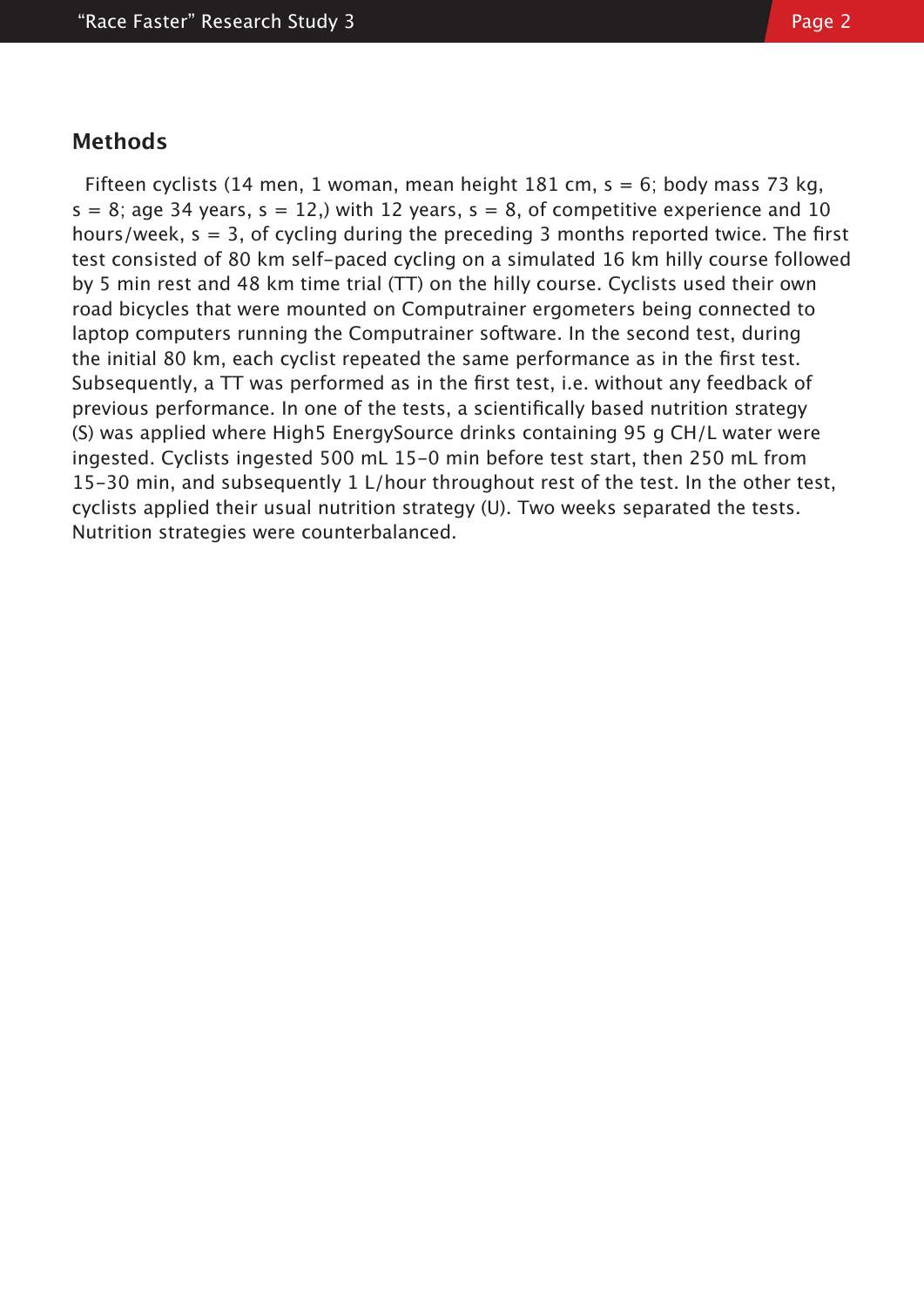## Methods

Fifteen cyclists (14 men, 1 woman, mean height 181 cm, s = 6; body mass 73 kg, s = 8; age 34 years, s = 12,) with 12 years, s = 8, of competitive experience and 10 hours/week, s = 3, of cycling during the preceding 3 months reported twice. The first test consisted of 80 km self-paced cycling on a simulated 16 km hilly course followed by 5 min rest and 48 km time trial (TT) on the hilly course. Cyclists used their own road bicycles that were mounted on Computrainer ergometers being connected to laptop computers running the Computrainer software. In the second test, during the initial 80 km, each cyclist repeated the same performance as in the first test. Subsequently, a TT was performed as in the first test, i.e. without any feedback of previous performance. In one of the tests, a scientifically based nutrition strategy (S) was applied where High5 EnergySource drinks containing 95 g CH/L water were ingested. Cyclists ingested 500 mL 15-0 min before test start, then 250 mL from 15-30 min, and subsequently 1 L/hour throughout rest of the test. In the other test, cyclists applied their usual nutrition strategy (U). Two weeks separated the tests. Nutrition strategies were counterbalanced.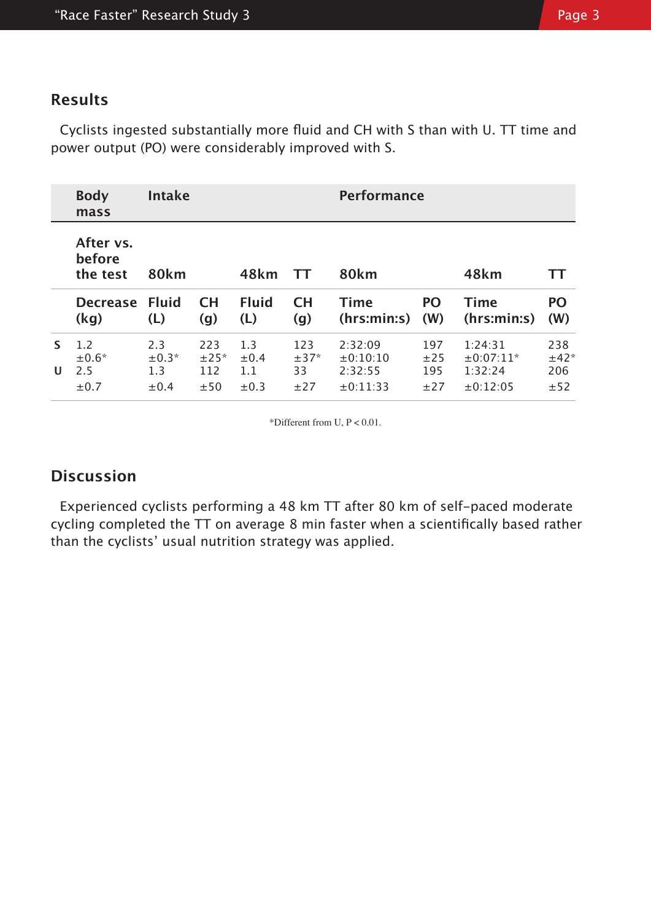## Results

Cyclists ingested substantially more fluid and CH with S than with U. TT time and power output (PO) were considerably improved with S.

| | Body mass | Intake | | | | Performance | | | |
|---|---|---|---|---|---|---|---|---|---|
| | After vs. before the test | 80km | | 48km TT | | 80km | | 48km TT | |
| | Decrease (kg) | Fluid (L) | CH (g) | Fluid (L) | CH (g) | Time (hrs:min:s) | PO (W) | Time (hrs:min:s) | PO (W) |
| S | 1.2 ±0.6* | 2.3 ±0.3* | 223 ±25* | 1.3 ±0.4 | 123 ±37* | 2:32:09 ±0:10:10 | 197 ±25 | 1:24:31 ±0:07:11* | 238 ±42* |
| U | 2.5 ±0.7 | 1.3 ±0.4 | 112 ±50 | 1.1 ±0.3 | 33 ±27 | 2:32:55 ±0:11:33 | 195 ±27 | 1:32:24 ±0:12:05 | 206 ±52 |

*Different from U, $P < 0.01$.

## Discussion

Experienced cyclists performing a 48 km TT after 80 km of self-paced moderate cycling completed the TT on average 8 min faster when a scientifically based rather than the cyclists' usual nutrition strategy was applied.